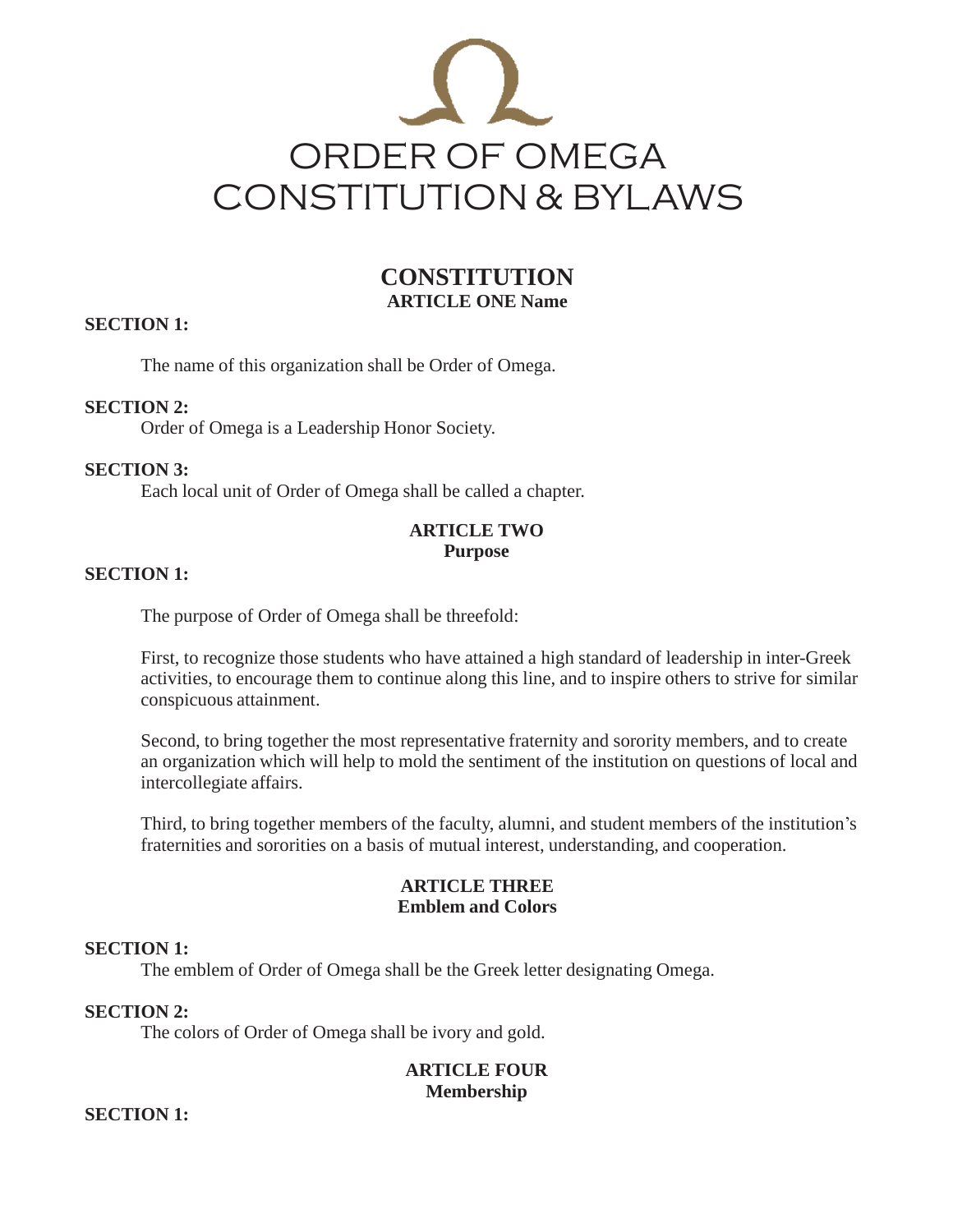# ORDER OF OMEGA CONSTITUTION & BYLAWS

## CONSTITUTION

### ARTICLE ONE Name

**SECTION 1:**

The name of this organization shall be Order of Omega.

**SECTION 2:**

Order of Omega is a Leadership Honor Society.

**SECTION 3:**

Each local unit of Order of Omega shall be called a chapter.

### ARTICLE TWO Purpose

**SECTION 1:**

The purpose of Order of Omega shall be threefold:

First, to recognize those students who have attained a high standard of leadership in inter-Greek activities, to encourage them to continue along this line, and to inspire others to strive for similar conspicuous attainment.

Second, to bring together the most representative fraternity and sorority members, and to create an organization which will help to mold the sentiment of the institution on questions of local and intercollegiate affairs.

Third, to bring together members of the faculty, alumni, and student members of the institution's fraternities and sororities on a basis of mutual interest, understanding, and cooperation.

### ARTICLE THREE Emblem and Colors

**SECTION 1:**

The emblem of Order of Omega shall be the Greek letter designating Omega.

**SECTION 2:**

The colors of Order of Omega shall be ivory and gold.

### ARTICLE FOUR Membership

**SECTION 1:**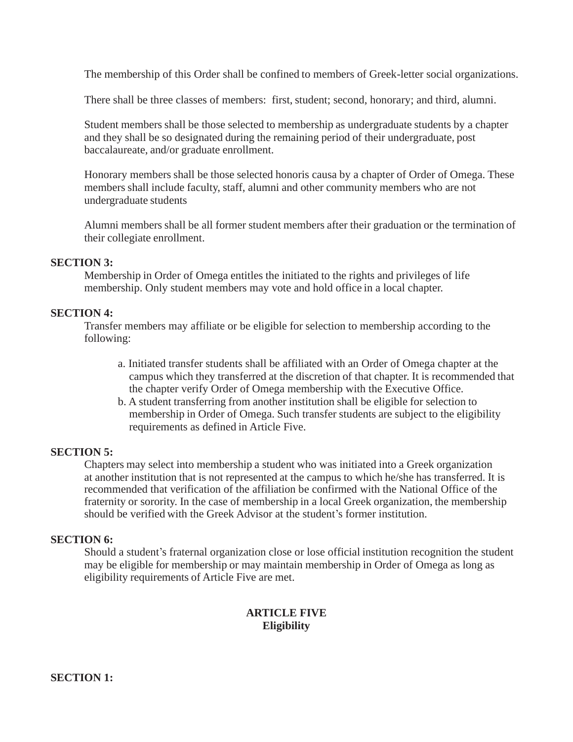The membership of this Order shall be confined to members of Greek-letter social organizations.

There shall be three classes of members: first, student; second, honorary; and third, alumni.

Student members shall be those selected to membership as undergraduate students by a chapter and they shall be so designated during the remaining period of their undergraduate, post baccalaureate, and/or graduate enrollment.

Honorary members shall be those selected honoris causa by a chapter of Order of Omega. These members shall include faculty, staff, alumni and other community members who are not undergraduate students

Alumni members shall be all former student members after their graduation or the termination of their collegiate enrollment.

**SECTION 3:**

Membership in Order of Omega entitles the initiated to the rights and privileges of life membership. Only student members may vote and hold office in a local chapter.

**SECTION 4:**

Transfer members may affiliate or be eligible for selection to membership according to the following:

a. Initiated transfer students shall be affiliated with an Order of Omega chapter at the campus which they transferred at the discretion of that chapter. It is recommended that the chapter verify Order of Omega membership with the Executive Office.

b. A student transferring from another institution shall be eligible for selection to membership in Order of Omega. Such transfer students are subject to the eligibility requirements as defined in Article Five.

**SECTION 5:**

Chapters may select into membership a student who was initiated into a Greek organization at another institution that is not represented at the campus to which he/she has transferred. It is recommended that verification of the affiliation be confirmed with the National Office of the fraternity or sorority. In the case of membership in a local Greek organization, the membership should be verified with the Greek Advisor at the student's former institution.

**SECTION 6:**

Should a student's fraternal organization close or lose official institution recognition the student may be eligible for membership or may maintain membership in Order of Omega as long as eligibility requirements of Article Five are met.

## ARTICLE FIVE
## Eligibility

**SECTION 1:**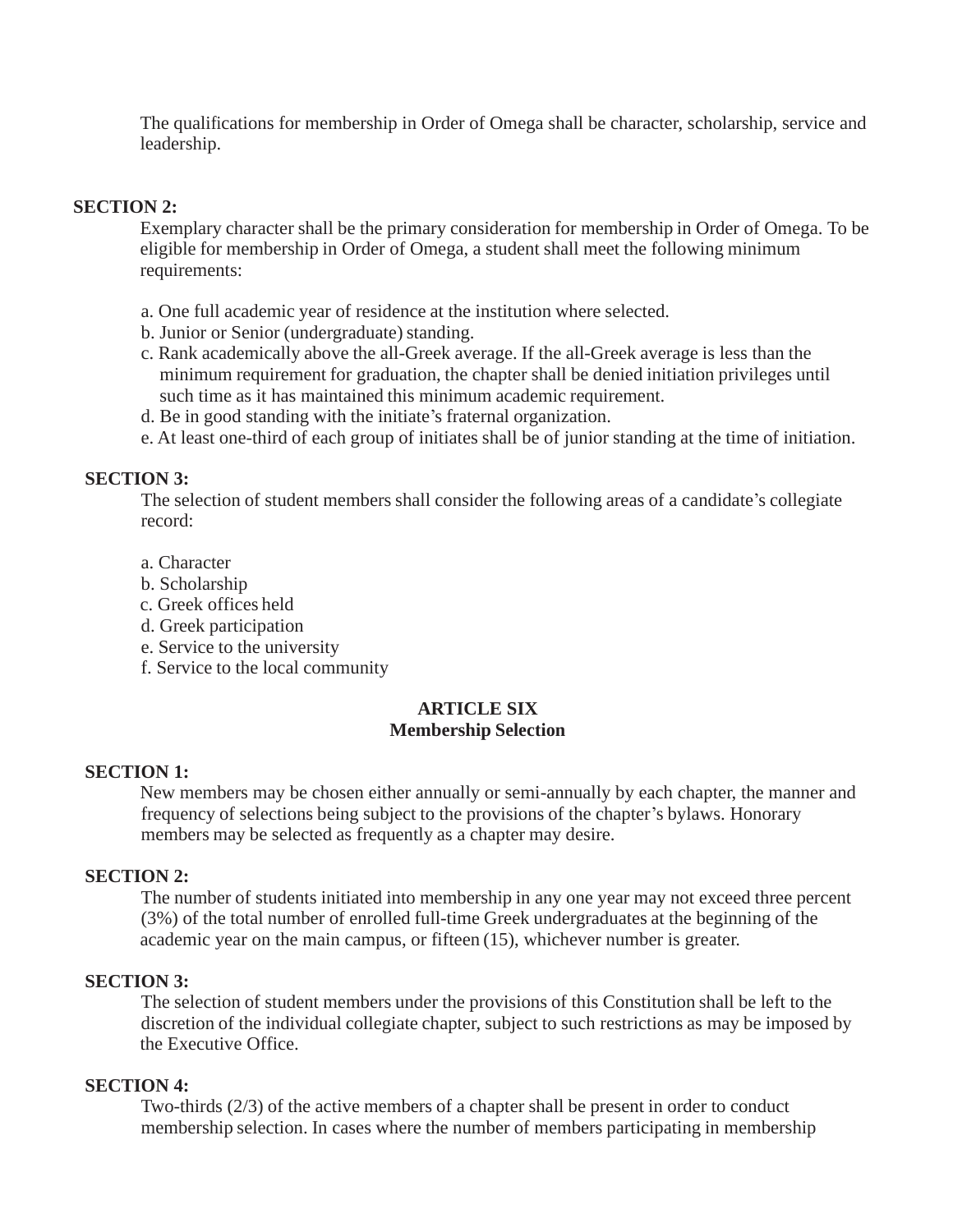The qualifications for membership in Order of Omega shall be character, scholarship, service and leadership.

**SECTION 2:**

Exemplary character shall be the primary consideration for membership in Order of Omega. To be eligible for membership in Order of Omega, a student shall meet the following minimum requirements:

a. One full academic year of residence at the institution where selected.
b. Junior or Senior (undergraduate) standing.
c. Rank academically above the all-Greek average. If the all-Greek average is less than the minimum requirement for graduation, the chapter shall be denied initiation privileges until such time as it has maintained this minimum academic requirement.
d. Be in good standing with the initiate's fraternal organization.
e. At least one-third of each group of initiates shall be of junior standing at the time of initiation.

**SECTION 3:**

The selection of student members shall consider the following areas of a candidate's collegiate record:

a. Character
b. Scholarship
c. Greek offices held
d. Greek participation
e. Service to the university
f. Service to the local community

## ARTICLE SIX
## Membership Selection

**SECTION 1:**

New members may be chosen either annually or semi-annually by each chapter, the manner and frequency of selections being subject to the provisions of the chapter's bylaws. Honorary members may be selected as frequently as a chapter may desire.

**SECTION 2:**

The number of students initiated into membership in any one year may not exceed three percent (3%) of the total number of enrolled full-time Greek undergraduates at the beginning of the academic year on the main campus, or fifteen (15), whichever number is greater.

**SECTION 3:**

The selection of student members under the provisions of this Constitution shall be left to the discretion of the individual collegiate chapter, subject to such restrictions as may be imposed by the Executive Office.

**SECTION 4:**

Two-thirds (2/3) of the active members of a chapter shall be present in order to conduct membership selection. In cases where the number of members participating in membership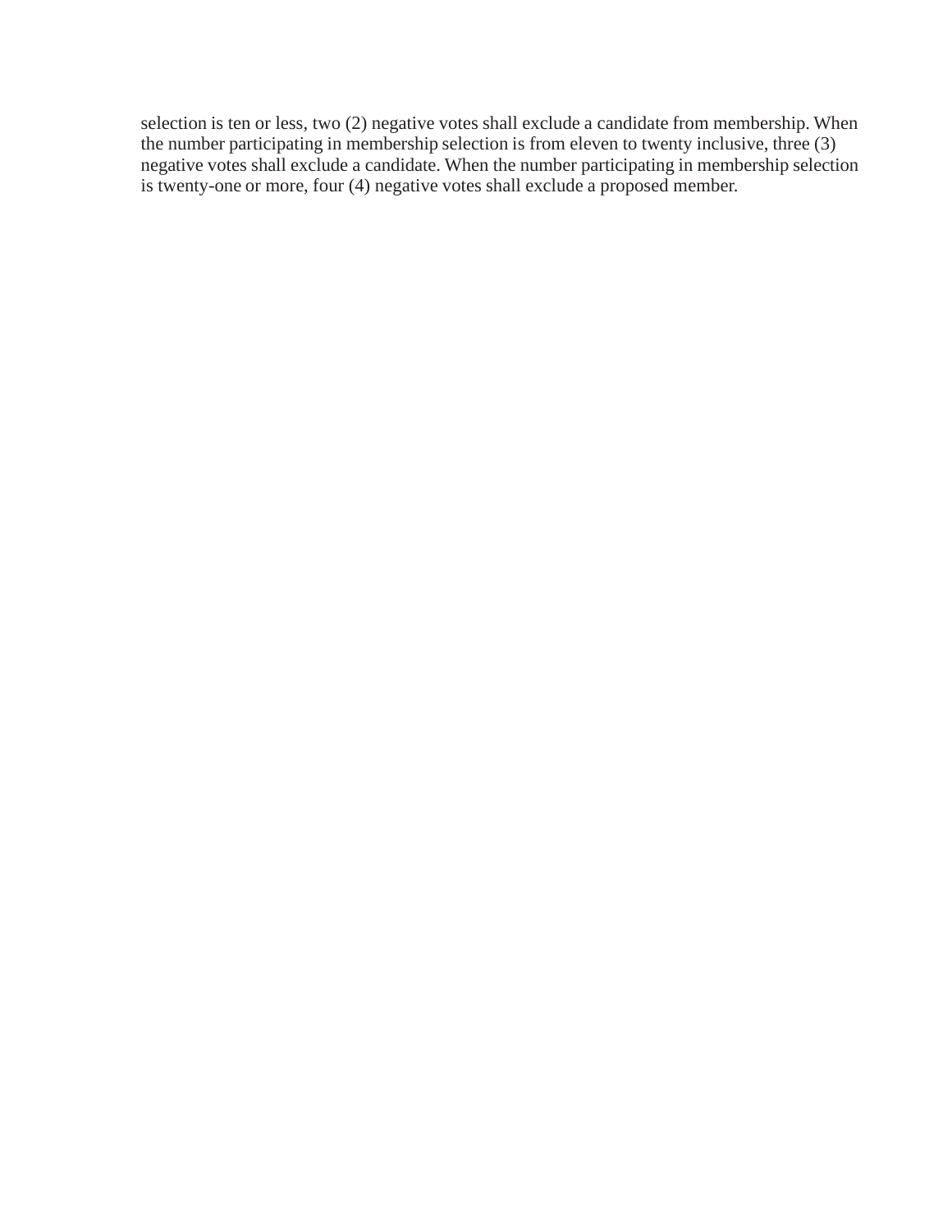selection is ten or less, two (2) negative votes shall exclude a candidate from membership. When the number participating in membership selection is from eleven to twenty inclusive, three (3) negative votes shall exclude a candidate. When the number participating in membership selection is twenty-one or more, four (4) negative votes shall exclude a proposed member.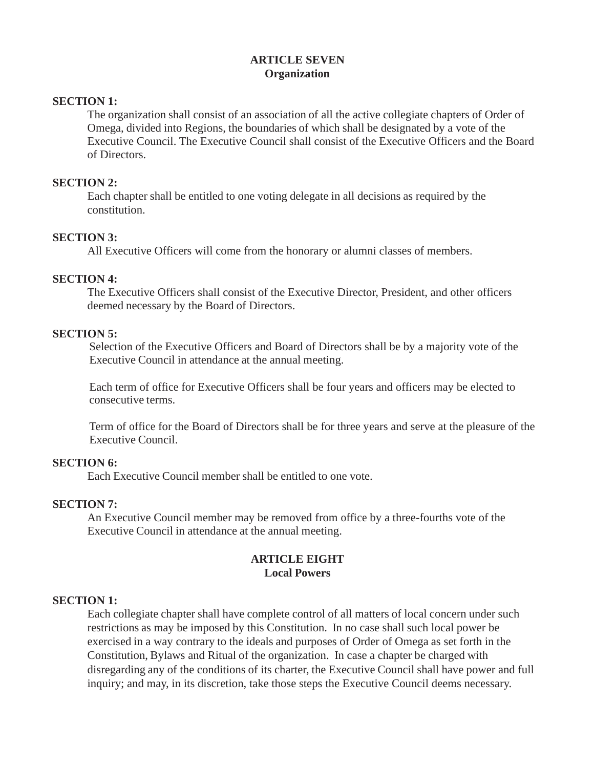## ARTICLE SEVEN
## Organization

**SECTION 1:**

The organization shall consist of an association of all the active collegiate chapters of Order of Omega, divided into Regions, the boundaries of which shall be designated by a vote of the Executive Council. The Executive Council shall consist of the Executive Officers and the Board of Directors.

**SECTION 2:**

Each chapter shall be entitled to one voting delegate in all decisions as required by the constitution.

**SECTION 3:**

All Executive Officers will come from the honorary or alumni classes of members.

**SECTION 4:**

The Executive Officers shall consist of the Executive Director, President, and other officers deemed necessary by the Board of Directors.

**SECTION 5:**

Selection of the Executive Officers and Board of Directors shall be by a majority vote of the Executive Council in attendance at the annual meeting.

Each term of office for Executive Officers shall be four years and officers may be elected to consecutive terms.

Term of office for the Board of Directors shall be for three years and serve at the pleasure of the Executive Council.

**SECTION 6:**

Each Executive Council member shall be entitled to one vote.

**SECTION 7:**

An Executive Council member may be removed from office by a three-fourths vote of the Executive Council in attendance at the annual meeting.

## ARTICLE EIGHT
## Local Powers

**SECTION 1:**

Each collegiate chapter shall have complete control of all matters of local concern under such restrictions as may be imposed by this Constitution. In no case shall such local power be exercised in a way contrary to the ideals and purposes of Order of Omega as set forth in the Constitution, Bylaws and Ritual of the organization. In case a chapter be charged with disregarding any of the conditions of its charter, the Executive Council shall have power and full inquiry; and may, in its discretion, take those steps the Executive Council deems necessary.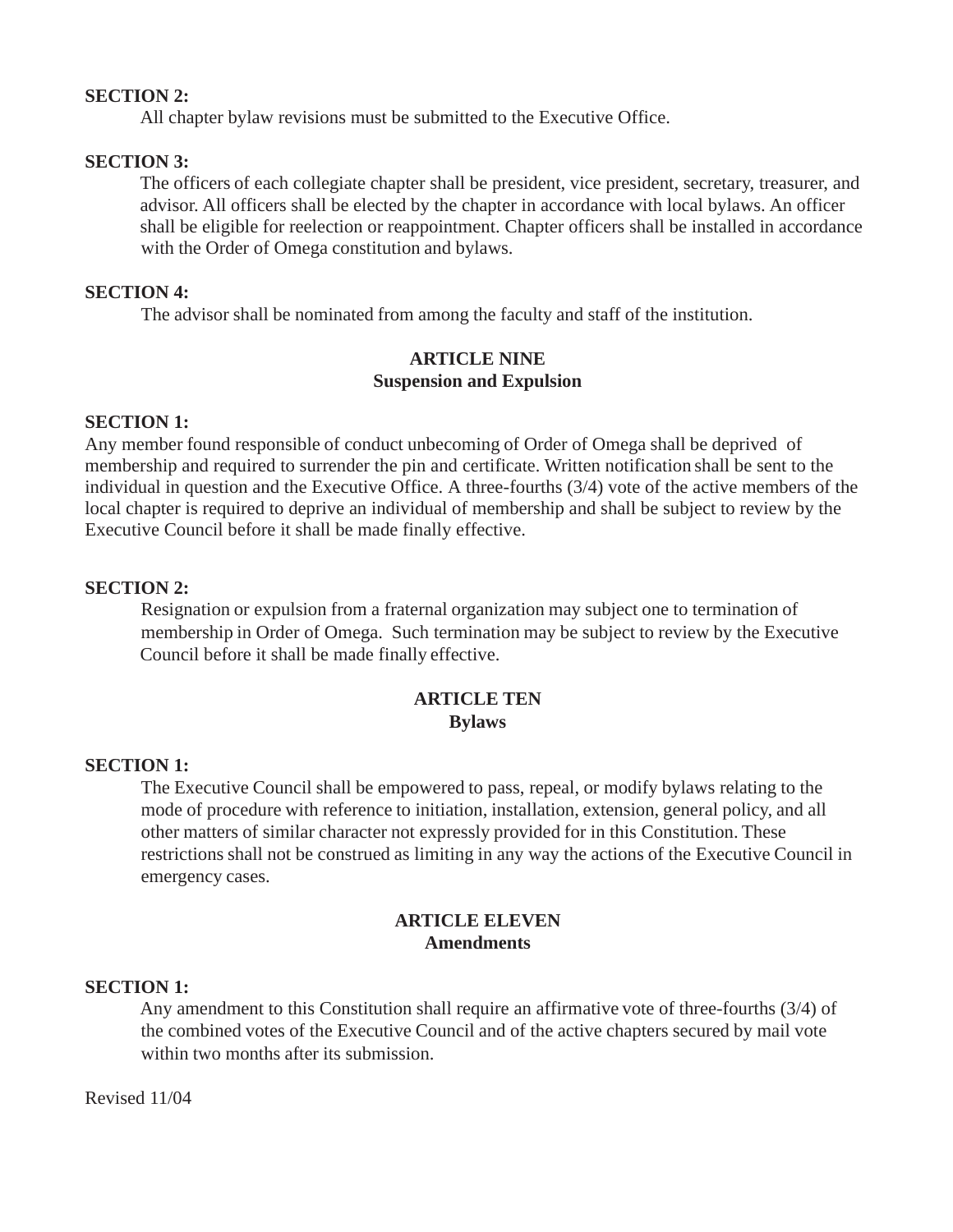**SECTION 2:**

All chapter bylaw revisions must be submitted to the Executive Office.

**SECTION 3:**

The officers of each collegiate chapter shall be president, vice president, secretary, treasurer, and advisor. All officers shall be elected by the chapter in accordance with local bylaws. An officer shall be eligible for reelection or reappointment. Chapter officers shall be installed in accordance with the Order of Omega constitution and bylaws.

**SECTION 4:**

The advisor shall be nominated from among the faculty and staff of the institution.

## ARTICLE NINE
## Suspension and Expulsion

**SECTION 1:**

Any member found responsible of conduct unbecoming of Order of Omega shall be deprived of membership and required to surrender the pin and certificate. Written notification shall be sent to the individual in question and the Executive Office. A three-fourths (3/4) vote of the active members of the local chapter is required to deprive an individual of membership and shall be subject to review by the Executive Council before it shall be made finally effective.

**SECTION 2:**

Resignation or expulsion from a fraternal organization may subject one to termination of membership in Order of Omega. Such termination may be subject to review by the Executive Council before it shall be made finally effective.

## ARTICLE TEN
## Bylaws

**SECTION 1:**

The Executive Council shall be empowered to pass, repeal, or modify bylaws relating to the mode of procedure with reference to initiation, installation, extension, general policy, and all other matters of similar character not expressly provided for in this Constitution. These restrictions shall not be construed as limiting in any way the actions of the Executive Council in emergency cases.

## ARTICLE ELEVEN
## Amendments

**SECTION 1:**

Any amendment to this Constitution shall require an affirmative vote of three-fourths (3/4) of the combined votes of the Executive Council and of the active chapters secured by mail vote within two months after its submission.

Revised 11/04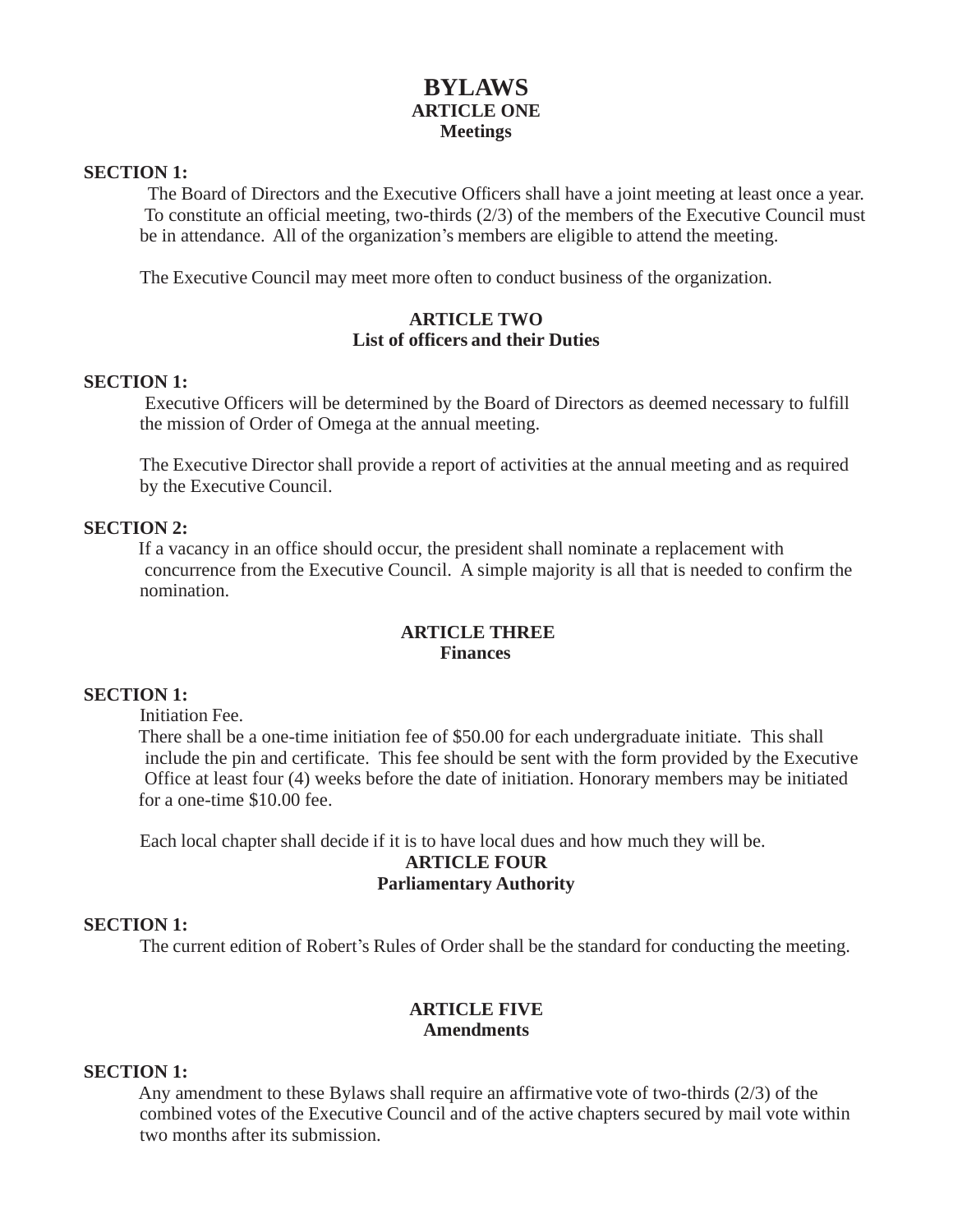# BYLAWS

## ARTICLE ONE
## Meetings

**SECTION 1:**

The Board of Directors and the Executive Officers shall have a joint meeting at least once a year. To constitute an official meeting, two-thirds (2/3) of the members of the Executive Council must be in attendance. All of the organization's members are eligible to attend the meeting.

The Executive Council may meet more often to conduct business of the organization.

## ARTICLE TWO
## List of officers and their Duties

**SECTION 1:**

Executive Officers will be determined by the Board of Directors as deemed necessary to fulfill the mission of Order of Omega at the annual meeting.

The Executive Director shall provide a report of activities at the annual meeting and as required by the Executive Council.

**SECTION 2:**

If a vacancy in an office should occur, the president shall nominate a replacement with concurrence from the Executive Council. A simple majority is all that is needed to confirm the nomination.

## ARTICLE THREE
## Finances

**SECTION 1:**

Initiation Fee.

There shall be a one-time initiation fee of $50.00 for each undergraduate initiate. This shall include the pin and certificate. This fee should be sent with the form provided by the Executive Office at least four (4) weeks before the date of initiation. Honorary members may be initiated for a one-time $10.00 fee.

Each local chapter shall decide if it is to have local dues and how much they will be.

## ARTICLE FOUR
## Parliamentary Authority

**SECTION 1:**

The current edition of Robert's Rules of Order shall be the standard for conducting the meeting.

## ARTICLE FIVE
## Amendments

**SECTION 1:**

Any amendment to these Bylaws shall require an affirmative vote of two-thirds (2/3) of the combined votes of the Executive Council and of the active chapters secured by mail vote within two months after its submission.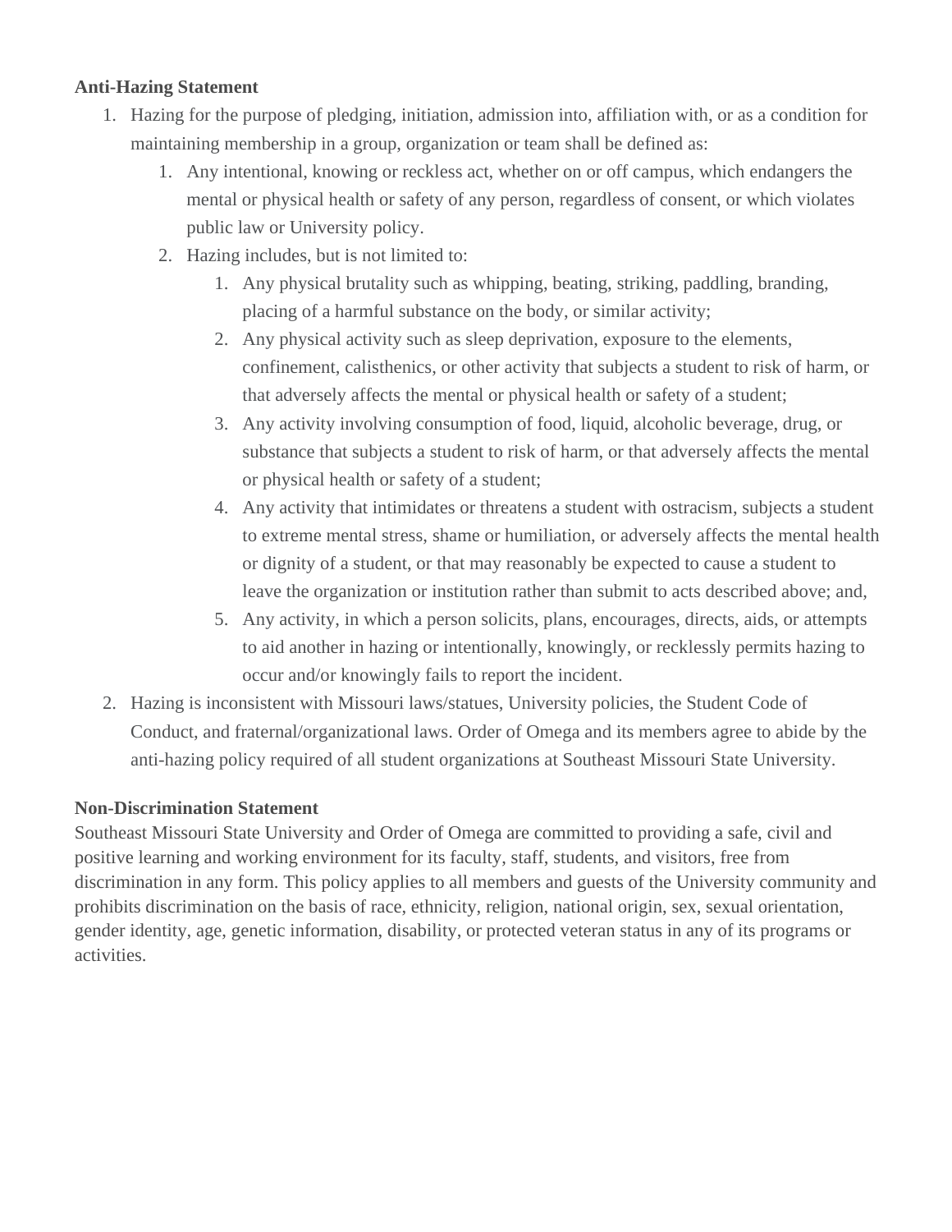**Anti-Hazing Statement**

1. Hazing for the purpose of pledging, initiation, admission into, affiliation with, or as a condition for maintaining membership in a group, organization or team shall be defined as:
    1. Any intentional, knowing or reckless act, whether on or off campus, which endangers the mental or physical health or safety of any person, regardless of consent, or which violates public law or University policy.
    2. Hazing includes, but is not limited to:
        1. Any physical brutality such as whipping, beating, striking, paddling, branding, placing of a harmful substance on the body, or similar activity;
        2. Any physical activity such as sleep deprivation, exposure to the elements, confinement, calisthenics, or other activity that subjects a student to risk of harm, or that adversely affects the mental or physical health or safety of a student;
        3. Any activity involving consumption of food, liquid, alcoholic beverage, drug, or substance that subjects a student to risk of harm, or that adversely affects the mental or physical health or safety of a student;
        4. Any activity that intimidates or threatens a student with ostracism, subjects a student to extreme mental stress, shame or humiliation, or adversely affects the mental health or dignity of a student, or that may reasonably be expected to cause a student to leave the organization or institution rather than submit to acts described above; and,
        5. Any activity, in which a person solicits, plans, encourages, directs, aids, or attempts to aid another in hazing or intentionally, knowingly, or recklessly permits hazing to occur and/or knowingly fails to report the incident.
2. Hazing is inconsistent with Missouri laws/statues, University policies, the Student Code of Conduct, and fraternal/organizational laws. Order of Omega and its members agree to abide by the anti-hazing policy required of all student organizations at Southeast Missouri State University.

**Non-Discrimination Statement**

Southeast Missouri State University and Order of Omega are committed to providing a safe, civil and positive learning and working environment for its faculty, staff, students, and visitors, free from discrimination in any form. This policy applies to all members and guests of the University community and prohibits discrimination on the basis of race, ethnicity, religion, national origin, sex, sexual orientation, gender identity, age, genetic information, disability, or protected veteran status in any of its programs or activities.